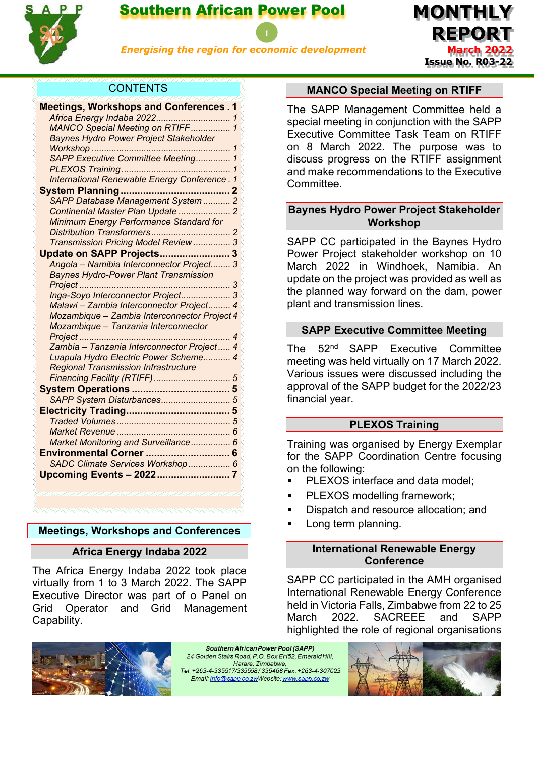# Southern African Power Pool

*Energising the region for economic development*

# MONTHLY REPORT

**March 2022**

**Issue No. R03-22**

## CONTENTS

- **Meetings, Workshops and Conferences . 1**
  - *Africa Energy Indaba 2022 ... 1*
  - *MANCO Special Meeting on RTIFF ... 1*
  - *Baynes Hydro Power Project Stakeholder Workshop ... 1*
  - *SAPP Executive Committee Meeting ... 1*
  - *PLEXOS Training ... 1*
  - *International Renewable Energy Conference . 1*
- **System Planning ... 2**
  - *SAPP Database Management System ... 2*
  - *Continental Master Plan Update ... 2*
  - *Minimum Energy Performance Standard for Distribution Transformers ... 2*
  - *Transmission Pricing Model Review ... 3*
- **Update on SAPP Projects ... 3**
  - *Angola – Namibia Interconnector Project ... 3*
  - *Baynes Hydro-Power Plant Transmission Project ... 3*
  - *Inga-Soyo Interconnector Project ... 3*
  - *Malawi – Zambia Interconnector Project ... 4*
  - *Mozambique – Zambia Interconnector Project 4*
  - *Mozambique – Tanzania Interconnector Project ... 4*
  - *Zambia – Tanzania Interconnector Project ... 4*
  - *Luapula Hydro Electric Power Scheme ... 4*
  - *Regional Transmission Infrastructure Financing Facility (RTIFF) ... 5*
- **System Operations ... 5**
  - *SAPP System Disturbances ... 5*
- **Electricity Trading ... 5**
  - *Traded Volumes ... 5*
  - *Market Revenue ... 6*
  - *Market Monitoring and Surveillance ... 6*
- **Environmental Corner ... 6**
  - *SADC Climate Services Workshop ... 6*
- **Upcoming Events – 2022 ... 7**

## Meetings, Workshops and Conferences

### Africa Energy Indaba 2022

The Africa Energy Indaba 2022 took place virtually from 1 to 3 March 2022. The SAPP Executive Director was part of o Panel on Grid Operator and Grid Management Capability.

### MANCO Special Meeting on RTIFF

The SAPP Management Committee held a special meeting in conjunction with the SAPP Executive Committee Task Team on RTIFF on 8 March 2022. The purpose was to discuss progress on the RTIFF assignment and make recommendations to the Executive Committee.

### Baynes Hydro Power Project Stakeholder Workshop

SAPP CC participated in the Baynes Hydro Power Project stakeholder workshop on 10 March 2022 in Windhoek, Namibia. An update on the project was provided as well as the planned way forward on the dam, power plant and transmission lines.

### SAPP Executive Committee Meeting

The 52nd SAPP Executive Committee meeting was held virtually on 17 March 2022. Various issues were discussed including the approval of the SAPP budget for the 2022/23 financial year.

### PLEXOS Training

Training was organised by Energy Exemplar for the SAPP Coordination Centre focusing on the following:

- PLEXOS interface and data model;
- PLEXOS modelling framework;
- Dispatch and resource allocation; and
- Long term planning.

### International Renewable Energy Conference

SAPP CC participated in the AMH organised International Renewable Energy Conference held in Victoria Falls, Zimbabwe from 22 to 25 March 2022. SACREEE and SAPP highlighted the role of regional organisations

**Southern African Power Pool (SAPP)**
24 Golden Stairs Road, P.O. Box EH52, Emerald Hill, Harare, Zimbabwe,
Tel: +263-4-335517/335558 / 335468 Fax: +263-4-307023
Email: info@sapp.co.zw Website: www.sapp.co.zw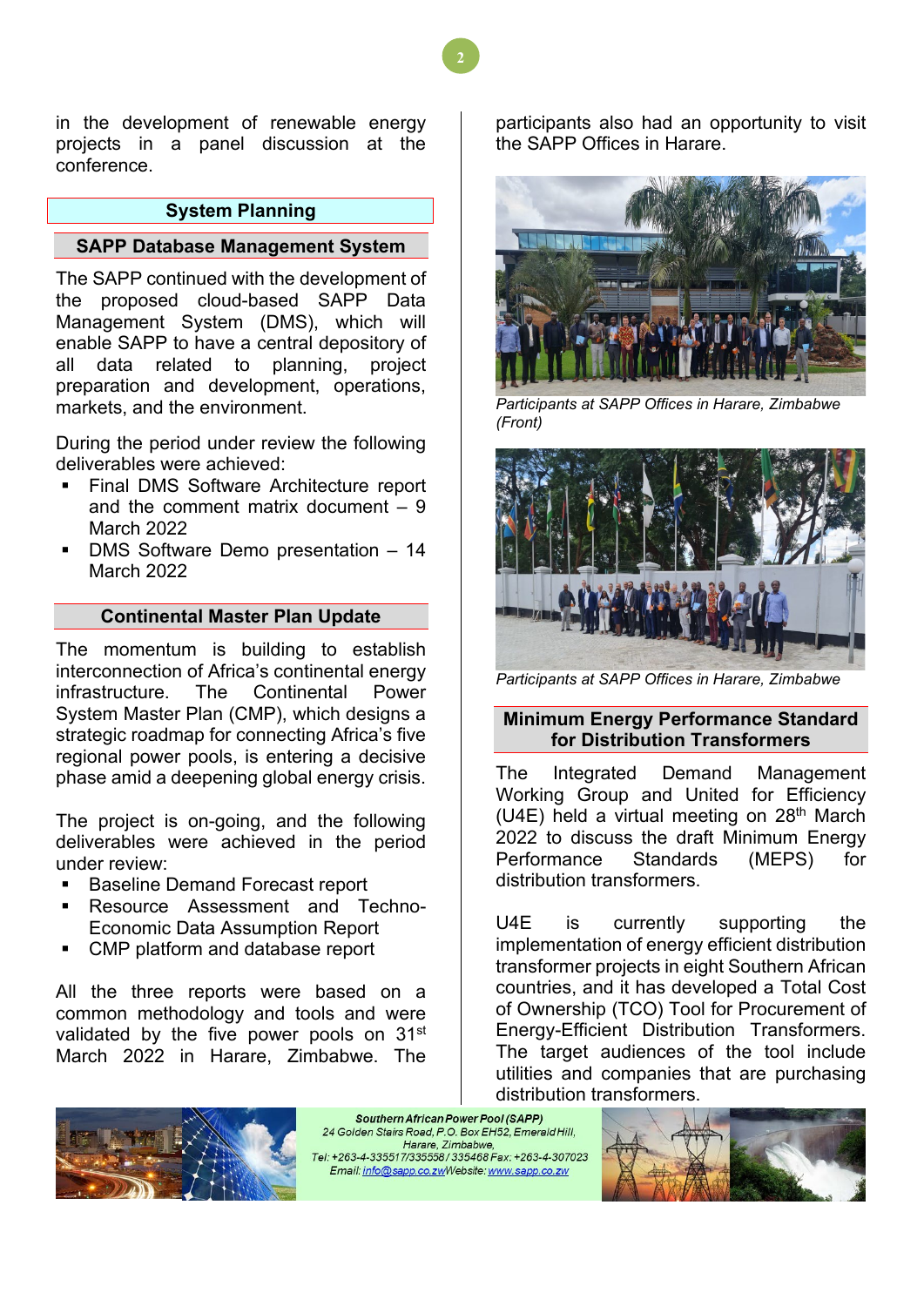in the development of renewable energy projects in a panel discussion at the conference.

## System Planning

### SAPP Database Management System

The SAPP continued with the development of the proposed cloud-based SAPP Data Management System (DMS), which will enable SAPP to have a central depository of all data related to planning, project preparation and development, operations, markets, and the environment.

During the period under review the following deliverables were achieved:

- Final DMS Software Architecture report and the comment matrix document – 9 March 2022
- DMS Software Demo presentation – 14 March 2022

### Continental Master Plan Update

The momentum is building to establish interconnection of Africa's continental energy infrastructure. The Continental Power System Master Plan (CMP), which designs a strategic roadmap for connecting Africa's five regional power pools, is entering a decisive phase amid a deepening global energy crisis.

The project is on-going, and the following deliverables were achieved in the period under review:

- Baseline Demand Forecast report
- Resource Assessment and Techno-Economic Data Assumption Report
- CMP platform and database report

All the three reports were based on a common methodology and tools and were validated by the five power pools on 31st March 2022 in Harare, Zimbabwe. The participants also had an opportunity to visit the SAPP Offices in Harare.

*Participants at SAPP Offices in Harare, Zimbabwe (Front)*

*Participants at SAPP Offices in Harare, Zimbabwe*

### Minimum Energy Performance Standard for Distribution Transformers

The Integrated Demand Management Working Group and United for Efficiency (U4E) held a virtual meeting on 28th March 2022 to discuss the draft Minimum Energy Performance Standards (MEPS) for distribution transformers.

U4E is currently supporting the implementation of energy efficient distribution transformer projects in eight Southern African countries, and it has developed a Total Cost of Ownership (TCO) Tool for Procurement of Energy-Efficient Distribution Transformers. The target audiences of the tool include utilities and companies that are purchasing distribution transformers.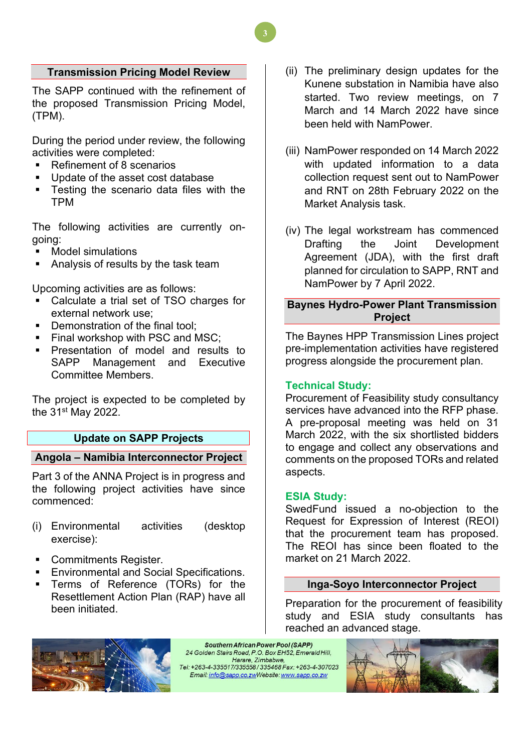## Transmission Pricing Model Review

The SAPP continued with the refinement of the proposed Transmission Pricing Model, (TPM).

During the period under review, the following activities were completed:

- Refinement of 8 scenarios
- Update of the asset cost database
- Testing the scenario data files with the TPM

The following activities are currently on-going:

- Model simulations
- Analysis of results by the task team

Upcoming activities are as follows:

- Calculate a trial set of TSO charges for external network use;
- Demonstration of the final tool;
- Final workshop with PSC and MSC;
- Presentation of model and results to SAPP Management and Executive Committee Members.

The project is expected to be completed by the 31st May 2022.

## Update on SAPP Projects

### Angola – Namibia Interconnector Project

Part 3 of the ANNA Project is in progress and the following project activities have since commenced:

(i) Environmental activities (desktop exercise):

- Commitments Register.
- Environmental and Social Specifications.
- Terms of Reference (TORs) for the Resettlement Action Plan (RAP) have all been initiated.

(ii) The preliminary design updates for the Kunene substation in Namibia have also started. Two review meetings, on 7 March and 14 March 2022 have since been held with NamPower.

(iii) NamPower responded on 14 March 2022 with updated information to a data collection request sent out to NamPower and RNT on 28th February 2022 on the Market Analysis task.

(iv) The legal workstream has commenced Drafting the Joint Development Agreement (JDA), with the first draft planned for circulation to SAPP, RNT and NamPower by 7 April 2022.

### Baynes Hydro-Power Plant Transmission Project

The Baynes HPP Transmission Lines project pre-implementation activities have registered progress alongside the procurement plan.

**Technical Study:**

Procurement of Feasibility study consultancy services have advanced into the RFP phase. A pre-proposal meeting was held on 31 March 2022, with the six shortlisted bidders to engage and collect any observations and comments on the proposed TORs and related aspects.

**ESIA Study:**

SwedFund issued a no-objection to the Request for Expression of Interest (REOI) that the procurement team has proposed. The REOI has since been floated to the market on 21 March 2022.

### Inga-Soyo Interconnector Project

Preparation for the procurement of feasibility study and ESIA study consultants has reached an advanced stage.

***Southern African Power Pool (SAPP)***
*24 Golden Stairs Road, P.O. Box EH52, Emerald Hill, Harare, Zimbabwe,*
*Tel: +263-4-335517/335558 / 335468 Fax: +263-4-307023*
*Email: info@sapp.co.zw Website: www.sapp.co.zw*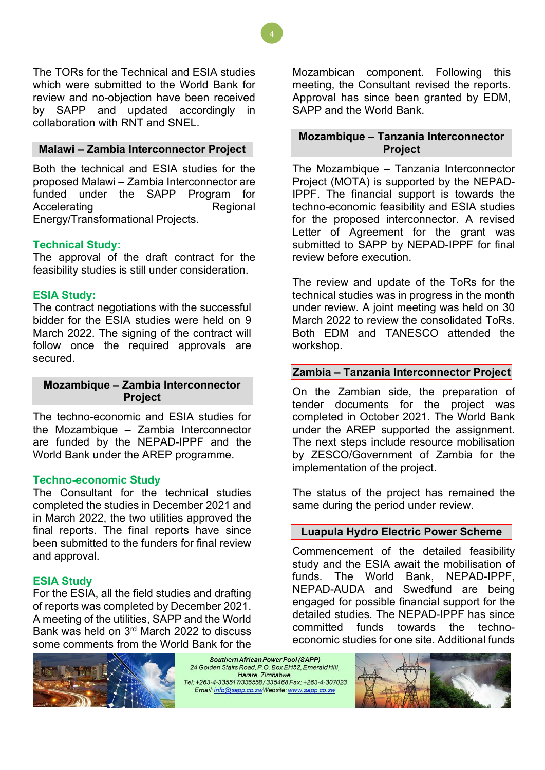The TORs for the Technical and ESIA studies which were submitted to the World Bank for review and no-objection have been received by SAPP and updated accordingly in collaboration with RNT and SNEL.

## Malawi – Zambia Interconnector Project

Both the technical and ESIA studies for the proposed Malawi – Zambia Interconnector are funded under the SAPP Program for Accelerating Regional Energy/Transformational Projects.

### Technical Study:

The approval of the draft contract for the feasibility studies is still under consideration.

### ESIA Study:

The contract negotiations with the successful bidder for the ESIA studies were held on 9 March 2022. The signing of the contract will follow once the required approvals are secured.

## Mozambique – Zambia Interconnector Project

The techno-economic and ESIA studies for the Mozambique – Zambia Interconnector are funded by the NEPAD-IPPF and the World Bank under the AREP programme.

### Techno-economic Study

The Consultant for the technical studies completed the studies in December 2021 and in March 2022, the two utilities approved the final reports. The final reports have since been submitted to the funders for final review and approval.

### ESIA Study

For the ESIA, all the field studies and drafting of reports was completed by December 2021. A meeting of the utilities, SAPP and the World Bank was held on 3rd March 2022 to discuss some comments from the World Bank for the Mozambican component. Following this meeting, the Consultant revised the reports. Approval has since been granted by EDM, SAPP and the World Bank.

## Mozambique – Tanzania Interconnector Project

The Mozambique – Tanzania Interconnector Project (MOTA) is supported by the NEPAD-IPPF. The financial support is towards the techno-economic feasibility and ESIA studies for the proposed interconnector. A revised Letter of Agreement for the grant was submitted to SAPP by NEPAD-IPPF for final review before execution.

The review and update of the ToRs for the technical studies was in progress in the month under review. A joint meeting was held on 30 March 2022 to review the consolidated ToRs. Both EDM and TANESCO attended the workshop.

## Zambia – Tanzania Interconnector Project

On the Zambian side, the preparation of tender documents for the project was completed in October 2021. The World Bank under the AREP supported the assignment. The next steps include resource mobilisation by ZESCO/Government of Zambia for the implementation of the project.

The status of the project has remained the same during the period under review.

## Luapula Hydro Electric Power Scheme

Commencement of the detailed feasibility study and the ESIA await the mobilisation of funds. The World Bank, NEPAD-IPPF, NEPAD-AUDA and Swedfund are being engaged for possible financial support for the detailed studies. The NEPAD-IPPF has since committed funds towards the techno-economic studies for one site. Additional funds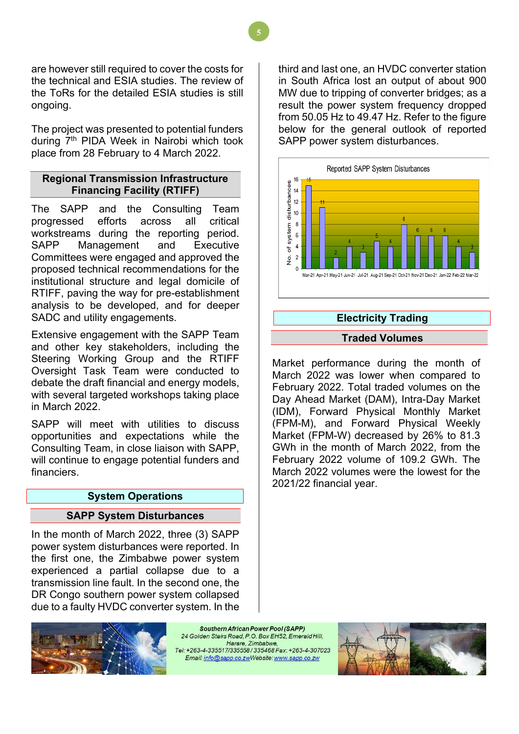are however still required to cover the costs for the technical and ESIA studies. The review of the ToRs for the detailed ESIA studies is still ongoing.

The project was presented to potential funders during 7th PIDA Week in Nairobi which took place from 28 February to 4 March 2022.

## Regional Transmission Infrastructure Financing Facility (RTIFF)

The SAPP and the Consulting Team progressed efforts across all critical workstreams during the reporting period. SAPP Management and Executive Committees were engaged and approved the proposed technical recommendations for the institutional structure and legal domicile of RTIFF, paving the way for pre-establishment analysis to be developed, and for deeper SADC and utility engagements.

Extensive engagement with the SAPP Team and other key stakeholders, including the Steering Working Group and the RTIFF Oversight Task Team were conducted to debate the draft financial and energy models, with several targeted workshops taking place in March 2022.

SAPP will meet with utilities to discuss opportunities and expectations while the Consulting Team, in close liaison with SAPP, will continue to engage potential funders and financiers.

# System Operations

## SAPP System Disturbances

In the month of March 2022, three (3) SAPP power system disturbances were reported. In the first one, the Zimbabwe power system experienced a partial collapse due to a transmission line fault. In the second one, the DR Congo southern power system collapsed due to a faulty HVDC converter system. In the third and last one, an HVDC converter station in South Africa lost an output of about 900 MW due to tripping of converter bridges; as a result the power system frequency dropped from 50.05 Hz to 49.47 Hz. Refer to the figure below for the general outlook of reported SAPP power system disturbances.

Reported SAPP System Disturbances

| Month | No. of system disturbances |
|---|---|
| Mar-21 | 15 |
| Apr-21 | 11 |
| May-21 | 2 |
| Jun-21 | 4 |
| Jul-21 | 3 |
| Aug-21 | 5 |
| Sep-21 | 4 |
| Oct-21 | 8 |
| Nov-21 | 6 |
| Dec-21 | 6 |
| Jan-22 | 6 |
| Feb-22 | 4 |
| Mar-22 | 3 |

# Electricity Trading

## Traded Volumes

Market performance during the month of March 2022 was lower when compared to February 2022. Total traded volumes on the Day Ahead Market (DAM), Intra-Day Market (IDM), Forward Physical Monthly Market (FPM-M), and Forward Physical Weekly Market (FPM-W) decreased by 26% to 81.3 GWh in the month of March 2022, from the February 2022 volume of 109.2 GWh. The March 2022 volumes were the lowest for the 2021/22 financial year.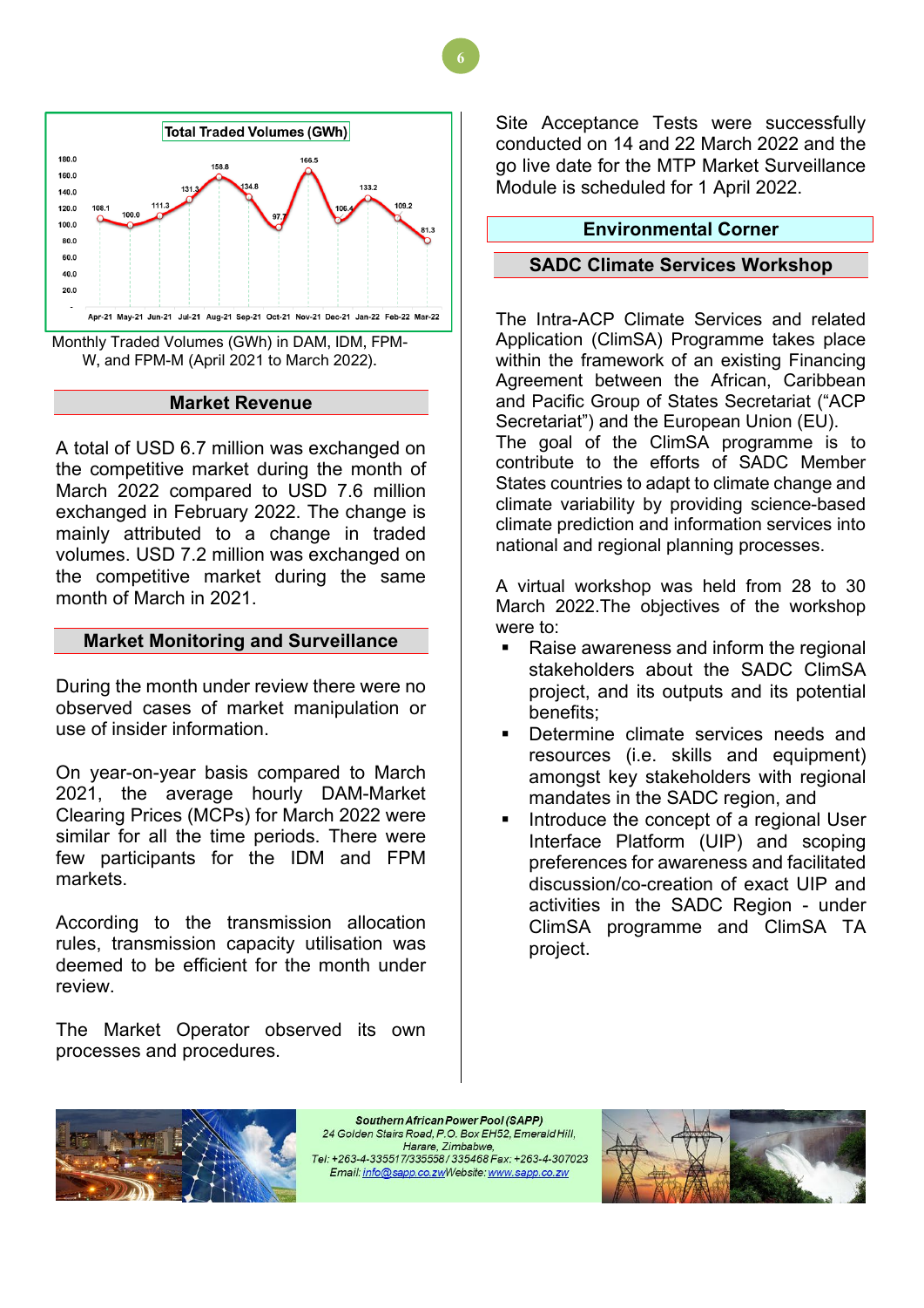**Total Traded Volumes (GWh)**

| Apr-21 | May-21 | Jun-21 | Jul-21 | Aug-21 | Sep-21 | Oct-21 | Nov-21 | Dec-21 | Jan-22 | Feb-22 | Mar-22 |
|---|---|---|---|---|---|---|---|---|---|---|---|
| 108.1 | 100.0 | 111.3 | 131.3 | 158.8 | 134.8 | 97.7 | 166.5 | 106.4 | 133.2 | 109.2 | 81.3 |

Monthly Traded Volumes (GWh) in DAM, IDM, FPM-W, and FPM-M (April 2021 to March 2022).

## Market Revenue

A total of USD 6.7 million was exchanged on the competitive market during the month of March 2022 compared to USD 7.6 million exchanged in February 2022. The change is mainly attributed to a change in traded volumes. USD 7.2 million was exchanged on the competitive market during the same month of March in 2021.

## Market Monitoring and Surveillance

During the month under review there were no observed cases of market manipulation or use of insider information.

On year-on-year basis compared to March 2021, the average hourly DAM-Market Clearing Prices (MCPs) for March 2022 were similar for all the time periods. There were few participants for the IDM and FPM markets.

According to the transmission allocation rules, transmission capacity utilisation was deemed to be efficient for the month under review.

The Market Operator observed its own processes and procedures.

Site Acceptance Tests were successfully conducted on 14 and 22 March 2022 and the go live date for the MTP Market Surveillance Module is scheduled for 1 April 2022.

## Environmental Corner

### SADC Climate Services Workshop

The Intra-ACP Climate Services and related Application (ClimSA) Programme takes place within the framework of an existing Financing Agreement between the African, Caribbean and Pacific Group of States Secretariat ("ACP Secretariat") and the European Union (EU). The goal of the ClimSA programme is to contribute to the efforts of SADC Member States countries to adapt to climate change and climate variability by providing science-based climate prediction and information services into national and regional planning processes.

A virtual workshop was held from 28 to 30 March 2022.The objectives of the workshop were to:

- Raise awareness and inform the regional stakeholders about the SADC ClimSA project, and its outputs and its potential benefits;
- Determine climate services needs and resources (i.e. skills and equipment) amongst key stakeholders with regional mandates in the SADC region, and
- Introduce the concept of a regional User Interface Platform (UIP) and scoping preferences for awareness and facilitated discussion/co-creation of exact UIP and activities in the SADC Region - under ClimSA programme and ClimSA TA project.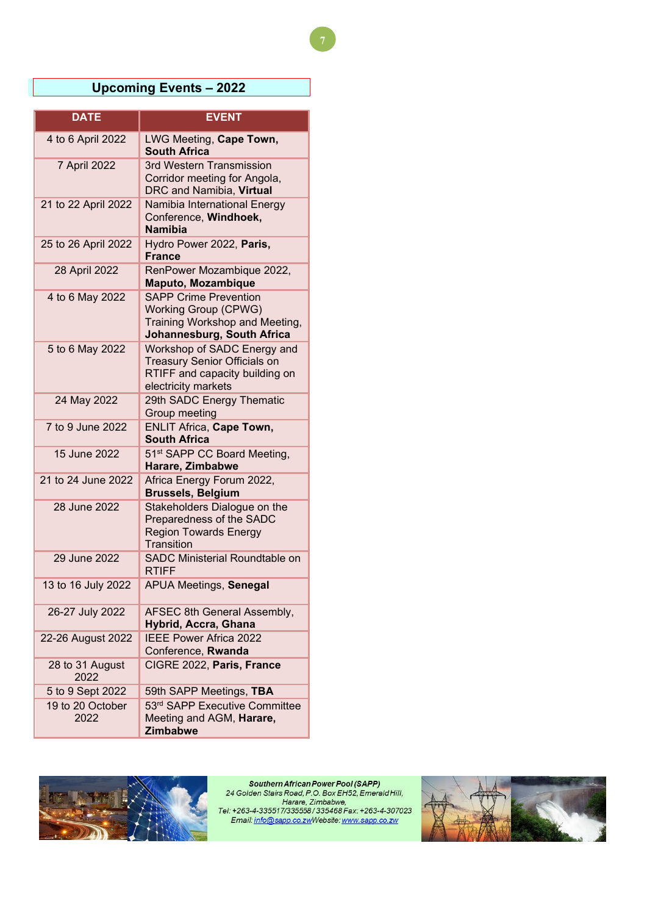## Upcoming Events – 2022

| DATE | EVENT |
|---|---|
| 4 to 6 April 2022 | LWG Meeting, **Cape Town, South Africa** |
| 7 April 2022 | 3rd Western Transmission Corridor meeting for Angola, DRC and Namibia, **Virtual** |
| 21 to 22 April 2022 | Namibia International Energy Conference, **Windhoek, Namibia** |
| 25 to 26 April 2022 | Hydro Power 2022, **Paris, France** |
| 28 April 2022 | RenPower Mozambique 2022, **Maputo, Mozambique** |
| 4 to 6 May 2022 | SAPP Crime Prevention Working Group (CPWG) Training Workshop and Meeting, **Johannesburg, South Africa** |
| 5 to 6 May 2022 | Workshop of SADC Energy and Treasury Senior Officials on RTIFF and capacity building on electricity markets |
| 24 May 2022 | 29th SADC Energy Thematic Group meeting |
| 7 to 9 June 2022 | ENLIT Africa, **Cape Town, South Africa** |
| 15 June 2022 | 51st SAPP CC Board Meeting, **Harare, Zimbabwe** |
| 21 to 24 June 2022 | Africa Energy Forum 2022, **Brussels, Belgium** |
| 28 June 2022 | Stakeholders Dialogue on the Preparedness of the SADC Region Towards Energy Transition |
| 29 June 2022 | SADC Ministerial Roundtable on RTIFF |
| 13 to 16 July 2022 | APUA Meetings, **Senegal** |
| 26-27 July 2022 | AFSEC 8th General Assembly, **Hybrid, Accra, Ghana** |
| 22-26 August 2022 | IEEE Power Africa 2022 Conference, **Rwanda** |
| 28 to 31 August 2022 | CIGRE 2022, **Paris, France** |
| 5 to 9 Sept 2022 | 59th SAPP Meetings, **TBA** |
| 19 to 20 October 2022 | 53rd SAPP Executive Committee Meeting and AGM, **Harare, Zimbabwe** |

***Southern African Power Pool (SAPP)***
*24 Golden Stairs Road, P.O. Box EH52, Emerald Hill, Harare, Zimbabwe,*
*Tel: +263-4-335517/335558 / 335468 Fax: +263-4-307023*
*Email: info@sapp.co.zw Website: www.sapp.co.zw*